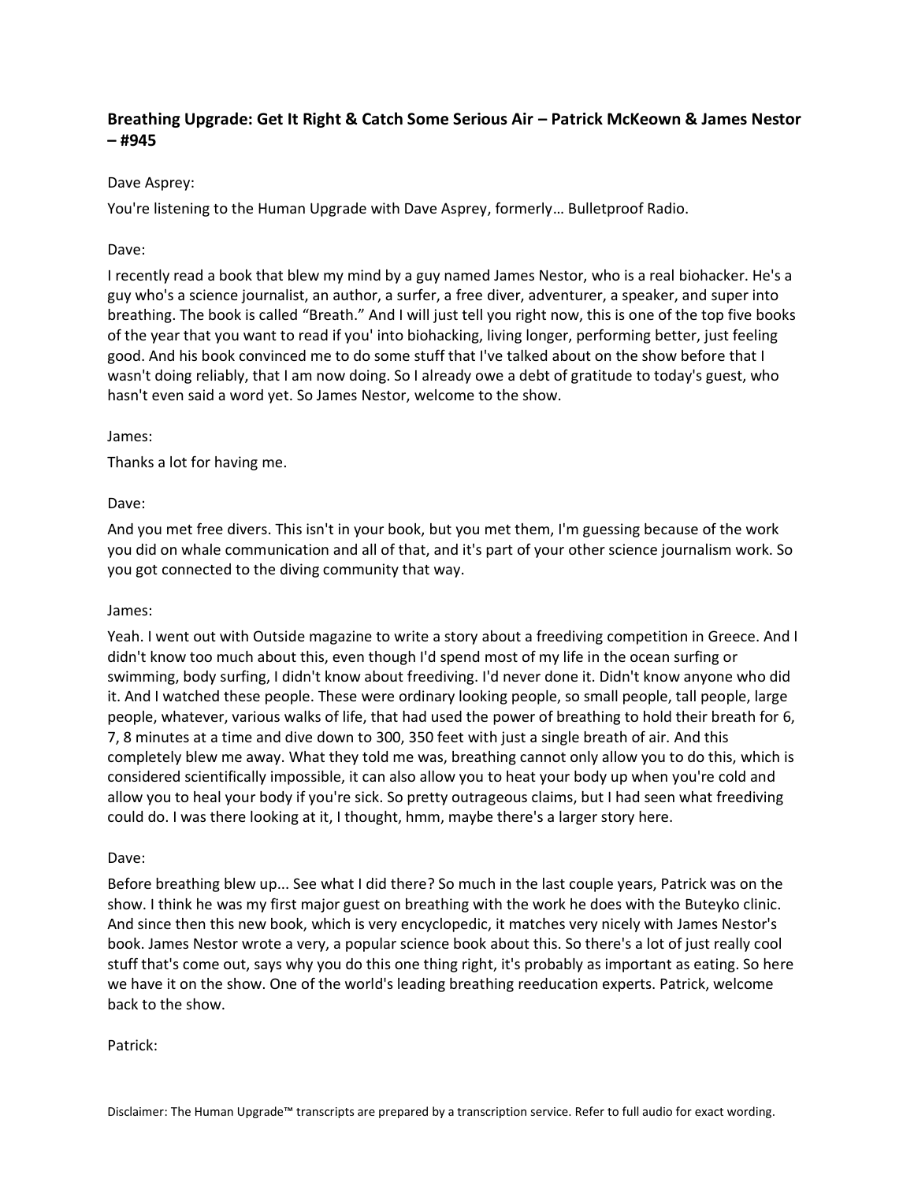**Breathing Upgrade: Get It Right & Catch Some Serious Air – Patrick McKeown & James Nestor – #945**

Dave Asprey:

You're listening to the Human Upgrade with Dave Asprey, formerly… Bulletproof Radio.

Dave:

I recently read a book that blew my mind by a guy named James Nestor, who is a real biohacker. He's a guy who's a science journalist, an author, a surfer, a free diver, adventurer, a speaker, and super into breathing. The book is called "Breath." And I will just tell you right now, this is one of the top five books of the year that you want to read if you' into biohacking, living longer, performing better, just feeling good. And his book convinced me to do some stuff that I've talked about on the show before that I wasn't doing reliably, that I am now doing. So I already owe a debt of gratitude to today's guest, who hasn't even said a word yet. So James Nestor, welcome to the show.

James:

Thanks a lot for having me.

Dave:

And you met free divers. This isn't in your book, but you met them, I'm guessing because of the work you did on whale communication and all of that, and it's part of your other science journalism work. So you got connected to the diving community that way.

James:

Yeah. I went out with Outside magazine to write a story about a freediving competition in Greece. And I didn't know too much about this, even though I'd spend most of my life in the ocean surfing or swimming, body surfing, I didn't know about freediving. I'd never done it. Didn't know anyone who did it. And I watched these people. These were ordinary looking people, so small people, tall people, large people, whatever, various walks of life, that had used the power of breathing to hold their breath for 6, 7, 8 minutes at a time and dive down to 300, 350 feet with just a single breath of air. And this completely blew me away. What they told me was, breathing cannot only allow you to do this, which is considered scientifically impossible, it can also allow you to heat your body up when you're cold and allow you to heal your body if you're sick. So pretty outrageous claims, but I had seen what freediving could do. I was there looking at it, I thought, hmm, maybe there's a larger story here.

Dave:

Before breathing blew up... See what I did there? So much in the last couple years, Patrick was on the show. I think he was my first major guest on breathing with the work he does with the Buteyko clinic. And since then this new book, which is very encyclopedic, it matches very nicely with James Nestor's book. James Nestor wrote a very, a popular science book about this. So there's a lot of just really cool stuff that's come out, says why you do this one thing right, it's probably as important as eating. So here we have it on the show. One of the world's leading breathing reeducation experts. Patrick, welcome back to the show.

Patrick: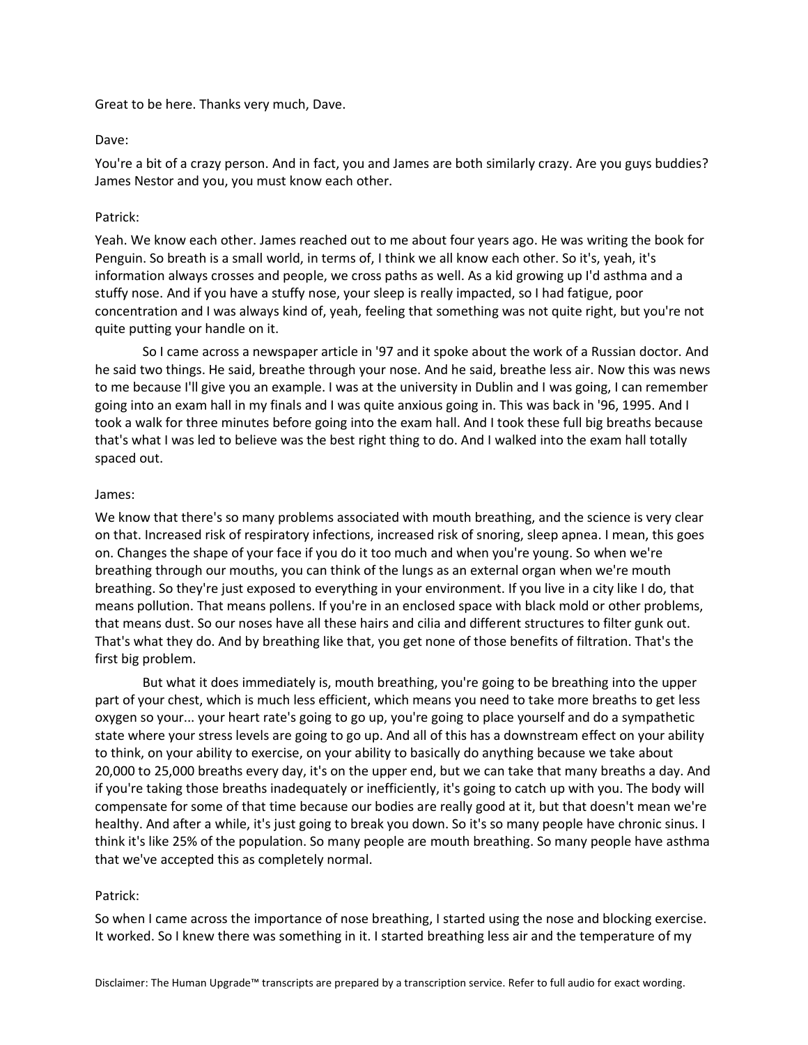Great to be here. Thanks very much, Dave.

Dave:

You're a bit of a crazy person. And in fact, you and James are both similarly crazy. Are you guys buddies? James Nestor and you, you must know each other.

Patrick:

Yeah. We know each other. James reached out to me about four years ago. He was writing the book for Penguin. So breath is a small world, in terms of, I think we all know each other. So it's, yeah, it's information always crosses and people, we cross paths as well. As a kid growing up I'd asthma and a stuffy nose. And if you have a stuffy nose, your sleep is really impacted, so I had fatigue, poor concentration and I was always kind of, yeah, feeling that something was not quite right, but you're not quite putting your handle on it.

So I came across a newspaper article in '97 and it spoke about the work of a Russian doctor. And he said two things. He said, breathe through your nose. And he said, breathe less air. Now this was news to me because I'll give you an example. I was at the university in Dublin and I was going, I can remember going into an exam hall in my finals and I was quite anxious going in. This was back in '96, 1995. And I took a walk for three minutes before going into the exam hall. And I took these full big breaths because that's what I was led to believe was the best right thing to do. And I walked into the exam hall totally spaced out.

James:

We know that there's so many problems associated with mouth breathing, and the science is very clear on that. Increased risk of respiratory infections, increased risk of snoring, sleep apnea. I mean, this goes on. Changes the shape of your face if you do it too much and when you're young. So when we're breathing through our mouths, you can think of the lungs as an external organ when we're mouth breathing. So they're just exposed to everything in your environment. If you live in a city like I do, that means pollution. That means pollens. If you're in an enclosed space with black mold or other problems, that means dust. So our noses have all these hairs and cilia and different structures to filter gunk out. That's what they do. And by breathing like that, you get none of those benefits of filtration. That's the first big problem.

But what it does immediately is, mouth breathing, you're going to be breathing into the upper part of your chest, which is much less efficient, which means you need to take more breaths to get less oxygen so your... your heart rate's going to go up, you're going to place yourself and do a sympathetic state where your stress levels are going to go up. And all of this has a downstream effect on your ability to think, on your ability to exercise, on your ability to basically do anything because we take about 20,000 to 25,000 breaths every day, it's on the upper end, but we can take that many breaths a day. And if you're taking those breaths inadequately or inefficiently, it's going to catch up with you. The body will compensate for some of that time because our bodies are really good at it, but that doesn't mean we're healthy. And after a while, it's just going to break you down. So it's so many people have chronic sinus. I think it's like 25% of the population. So many people are mouth breathing. So many people have asthma that we've accepted this as completely normal.

Patrick:

So when I came across the importance of nose breathing, I started using the nose and blocking exercise. It worked. So I knew there was something in it. I started breathing less air and the temperature of my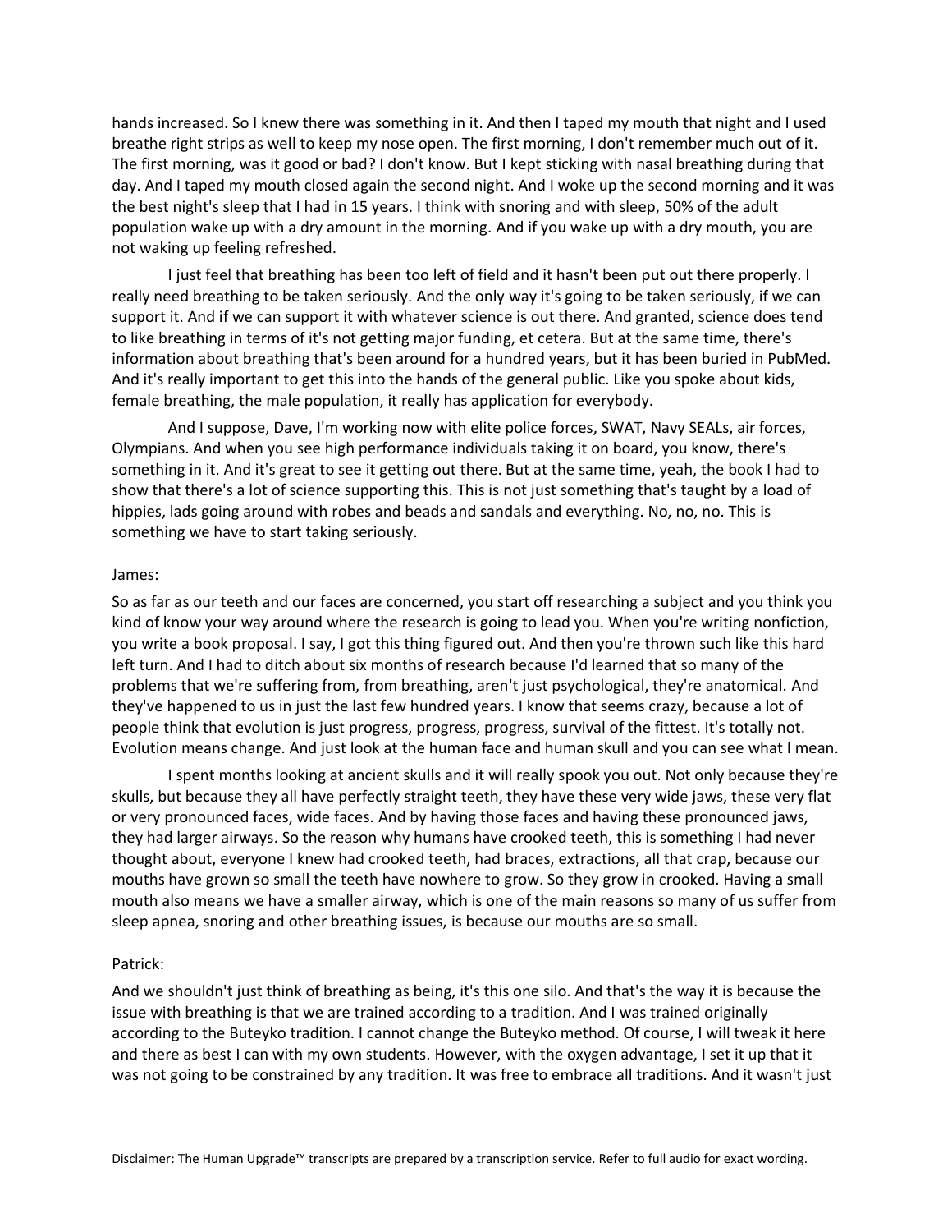hands increased. So I knew there was something in it. And then I taped my mouth that night and I used breathe right strips as well to keep my nose open. The first morning, I don't remember much out of it. The first morning, was it good or bad? I don't know. But I kept sticking with nasal breathing during that day. And I taped my mouth closed again the second night. And I woke up the second morning and it was the best night's sleep that I had in 15 years. I think with snoring and with sleep, 50% of the adult population wake up with a dry amount in the morning. And if you wake up with a dry mouth, you are not waking up feeling refreshed.

I just feel that breathing has been too left of field and it hasn't been put out there properly. I really need breathing to be taken seriously. And the only way it's going to be taken seriously, if we can support it. And if we can support it with whatever science is out there. And granted, science does tend to like breathing in terms of it's not getting major funding, et cetera. But at the same time, there's information about breathing that's been around for a hundred years, but it has been buried in PubMed. And it's really important to get this into the hands of the general public. Like you spoke about kids, female breathing, the male population, it really has application for everybody.

And I suppose, Dave, I'm working now with elite police forces, SWAT, Navy SEALs, air forces, Olympians. And when you see high performance individuals taking it on board, you know, there's something in it. And it's great to see it getting out there. But at the same time, yeah, the book I had to show that there's a lot of science supporting this. This is not just something that's taught by a load of hippies, lads going around with robes and beads and sandals and everything. No, no, no. This is something we have to start taking seriously.

James:

So as far as our teeth and our faces are concerned, you start off researching a subject and you think you kind of know your way around where the research is going to lead you. When you're writing nonfiction, you write a book proposal. I say, I got this thing figured out. And then you're thrown such like this hard left turn. And I had to ditch about six months of research because I'd learned that so many of the problems that we're suffering from, from breathing, aren't just psychological, they're anatomical. And they've happened to us in just the last few hundred years. I know that seems crazy, because a lot of people think that evolution is just progress, progress, progress, survival of the fittest. It's totally not. Evolution means change. And just look at the human face and human skull and you can see what I mean.

I spent months looking at ancient skulls and it will really spook you out. Not only because they're skulls, but because they all have perfectly straight teeth, they have these very wide jaws, these very flat or very pronounced faces, wide faces. And by having those faces and having these pronounced jaws, they had larger airways. So the reason why humans have crooked teeth, this is something I had never thought about, everyone I knew had crooked teeth, had braces, extractions, all that crap, because our mouths have grown so small the teeth have nowhere to grow. So they grow in crooked. Having a small mouth also means we have a smaller airway, which is one of the main reasons so many of us suffer from sleep apnea, snoring and other breathing issues, is because our mouths are so small.

Patrick:

And we shouldn't just think of breathing as being, it's this one silo. And that's the way it is because the issue with breathing is that we are trained according to a tradition. And I was trained originally according to the Buteyko tradition. I cannot change the Buteyko method. Of course, I will tweak it here and there as best I can with my own students. However, with the oxygen advantage, I set it up that it was not going to be constrained by any tradition. It was free to embrace all traditions. And it wasn't just

Disclaimer: The Human Upgrade™ transcripts are prepared by a transcription service. Refer to full audio for exact wording.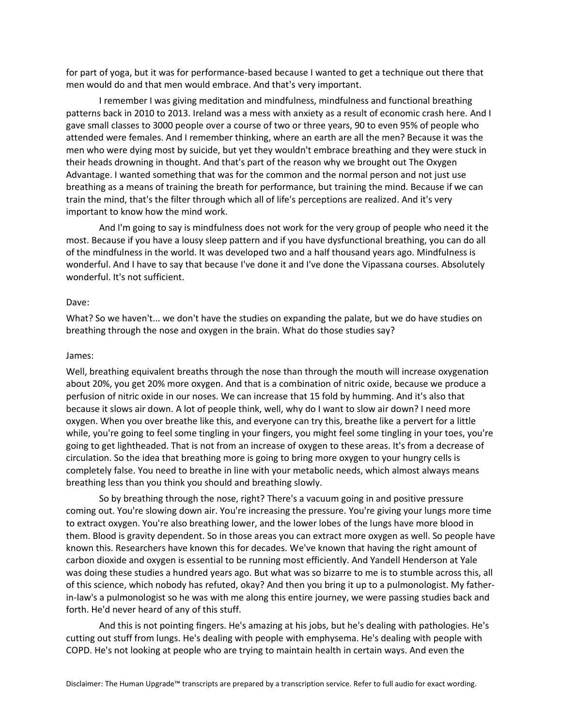for part of yoga, but it was for performance-based because I wanted to get a technique out there that men would do and that men would embrace. And that's very important.

I remember I was giving meditation and mindfulness, mindfulness and functional breathing patterns back in 2010 to 2013. Ireland was a mess with anxiety as a result of economic crash here. And I gave small classes to 3000 people over a course of two or three years, 90 to even 95% of people who attended were females. And I remember thinking, where an earth are all the men? Because it was the men who were dying most by suicide, but yet they wouldn't embrace breathing and they were stuck in their heads drowning in thought. And that's part of the reason why we brought out The Oxygen Advantage. I wanted something that was for the common and the normal person and not just use breathing as a means of training the breath for performance, but training the mind. Because if we can train the mind, that's the filter through which all of life's perceptions are realized. And it's very important to know how the mind work.

And I'm going to say is mindfulness does not work for the very group of people who need it the most. Because if you have a lousy sleep pattern and if you have dysfunctional breathing, you can do all of the mindfulness in the world. It was developed two and a half thousand years ago. Mindfulness is wonderful. And I have to say that because I've done it and I've done the Vipassana courses. Absolutely wonderful. It's not sufficient.

Dave:

What? So we haven't... we don't have the studies on expanding the palate, but we do have studies on breathing through the nose and oxygen in the brain. What do those studies say?

James:

Well, breathing equivalent breaths through the nose than through the mouth will increase oxygenation about 20%, you get 20% more oxygen. And that is a combination of nitric oxide, because we produce a perfusion of nitric oxide in our noses. We can increase that 15 fold by humming. And it's also that because it slows air down. A lot of people think, well, why do I want to slow air down? I need more oxygen. When you over breathe like this, and everyone can try this, breathe like a pervert for a little while, you're going to feel some tingling in your fingers, you might feel some tingling in your toes, you're going to get lightheaded. That is not from an increase of oxygen to these areas. It's from a decrease of circulation. So the idea that breathing more is going to bring more oxygen to your hungry cells is completely false. You need to breathe in line with your metabolic needs, which almost always means breathing less than you think you should and breathing slowly.

So by breathing through the nose, right? There's a vacuum going in and positive pressure coming out. You're slowing down air. You're increasing the pressure. You're giving your lungs more time to extract oxygen. You're also breathing lower, and the lower lobes of the lungs have more blood in them. Blood is gravity dependent. So in those areas you can extract more oxygen as well. So people have known this. Researchers have known this for decades. We've known that having the right amount of carbon dioxide and oxygen is essential to be running most efficiently. And Yandell Henderson at Yale was doing these studies a hundred years ago. But what was so bizarre to me is to stumble across this, all of this science, which nobody has refuted, okay? And then you bring it up to a pulmonologist. My father-in-law's a pulmonologist so he was with me along this entire journey, we were passing studies back and forth. He'd never heard of any of this stuff.

And this is not pointing fingers. He's amazing at his jobs, but he's dealing with pathologies. He's cutting out stuff from lungs. He's dealing with people with emphysema. He's dealing with people with COPD. He's not looking at people who are trying to maintain health in certain ways. And even the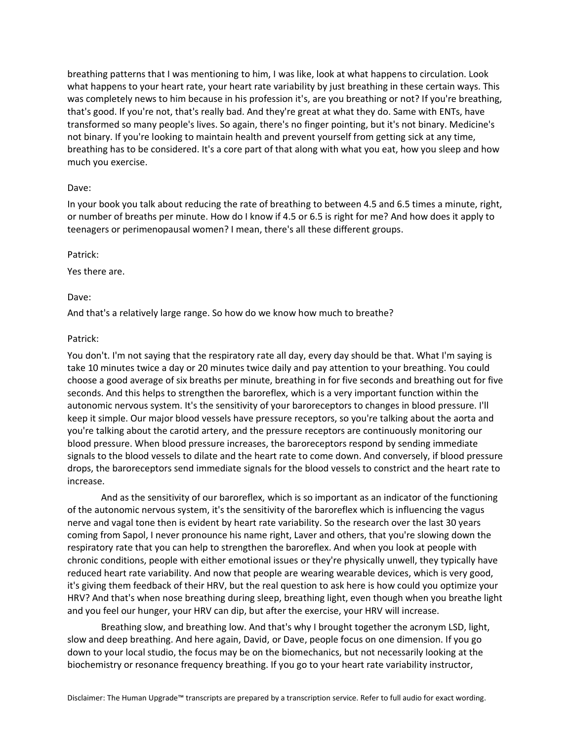breathing patterns that I was mentioning to him, I was like, look at what happens to circulation. Look what happens to your heart rate, your heart rate variability by just breathing in these certain ways. This was completely news to him because in his profession it's, are you breathing or not? If you're breathing, that's good. If you're not, that's really bad. And they're great at what they do. Same with ENTs, have transformed so many people's lives. So again, there's no finger pointing, but it's not binary. Medicine's not binary. If you're looking to maintain health and prevent yourself from getting sick at any time, breathing has to be considered. It's a core part of that along with what you eat, how you sleep and how much you exercise.

Dave:

In your book you talk about reducing the rate of breathing to between 4.5 and 6.5 times a minute, right, or number of breaths per minute. How do I know if 4.5 or 6.5 is right for me? And how does it apply to teenagers or perimenopausal women? I mean, there's all these different groups.

Patrick:

Yes there are.

Dave:

And that's a relatively large range. So how do we know how much to breathe?

Patrick:

You don't. I'm not saying that the respiratory rate all day, every day should be that. What I'm saying is take 10 minutes twice a day or 20 minutes twice daily and pay attention to your breathing. You could choose a good average of six breaths per minute, breathing in for five seconds and breathing out for five seconds. And this helps to strengthen the baroreflex, which is a very important function within the autonomic nervous system. It's the sensitivity of your baroreceptors to changes in blood pressure. I'll keep it simple. Our major blood vessels have pressure receptors, so you're talking about the aorta and you're talking about the carotid artery, and the pressure receptors are continuously monitoring our blood pressure. When blood pressure increases, the baroreceptors respond by sending immediate signals to the blood vessels to dilate and the heart rate to come down. And conversely, if blood pressure drops, the baroreceptors send immediate signals for the blood vessels to constrict and the heart rate to increase.

And as the sensitivity of our baroreflex, which is so important as an indicator of the functioning of the autonomic nervous system, it's the sensitivity of the baroreflex which is influencing the vagus nerve and vagal tone then is evident by heart rate variability. So the research over the last 30 years coming from Sapol, I never pronounce his name right, Laver and others, that you're slowing down the respiratory rate that you can help to strengthen the baroreflex. And when you look at people with chronic conditions, people with either emotional issues or they're physically unwell, they typically have reduced heart rate variability. And now that people are wearing wearable devices, which is very good, it's giving them feedback of their HRV, but the real question to ask here is how could you optimize your HRV? And that's when nose breathing during sleep, breathing light, even though when you breathe light and you feel our hunger, your HRV can dip, but after the exercise, your HRV will increase.

Breathing slow, and breathing low. And that's why I brought together the acronym LSD, light, slow and deep breathing. And here again, David, or Dave, people focus on one dimension. If you go down to your local studio, the focus may be on the biomechanics, but not necessarily looking at the biochemistry or resonance frequency breathing. If you go to your heart rate variability instructor,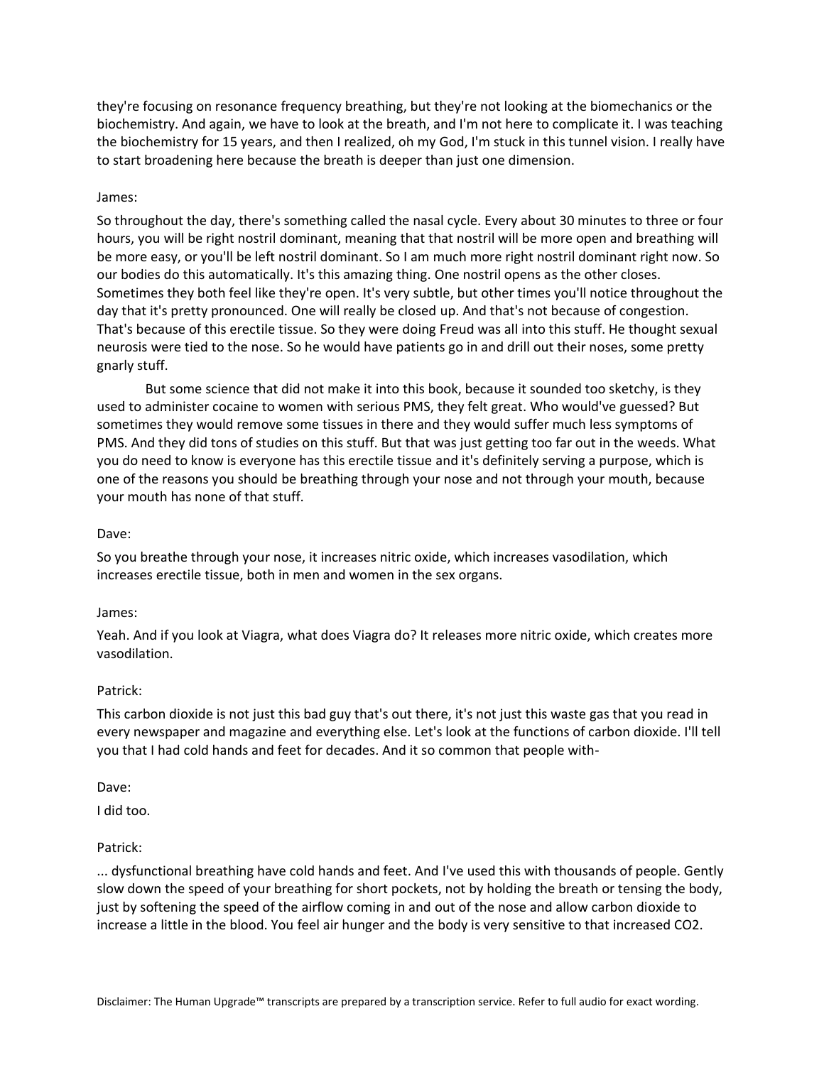they're focusing on resonance frequency breathing, but they're not looking at the biomechanics or the biochemistry. And again, we have to look at the breath, and I'm not here to complicate it. I was teaching the biochemistry for 15 years, and then I realized, oh my God, I'm stuck in this tunnel vision. I really have to start broadening here because the breath is deeper than just one dimension.

James:

So throughout the day, there's something called the nasal cycle. Every about 30 minutes to three or four hours, you will be right nostril dominant, meaning that that nostril will be more open and breathing will be more easy, or you'll be left nostril dominant. So I am much more right nostril dominant right now. So our bodies do this automatically. It's this amazing thing. One nostril opens as the other closes. Sometimes they both feel like they're open. It's very subtle, but other times you'll notice throughout the day that it's pretty pronounced. One will really be closed up. And that's not because of congestion. That's because of this erectile tissue. So they were doing Freud was all into this stuff. He thought sexual neurosis were tied to the nose. So he would have patients go in and drill out their noses, some pretty gnarly stuff.

But some science that did not make it into this book, because it sounded too sketchy, is they used to administer cocaine to women with serious PMS, they felt great. Who would've guessed? But sometimes they would remove some tissues in there and they would suffer much less symptoms of PMS. And they did tons of studies on this stuff. But that was just getting too far out in the weeds. What you do need to know is everyone has this erectile tissue and it's definitely serving a purpose, which is one of the reasons you should be breathing through your nose and not through your mouth, because your mouth has none of that stuff.

Dave:

So you breathe through your nose, it increases nitric oxide, which increases vasodilation, which increases erectile tissue, both in men and women in the sex organs.

James:

Yeah. And if you look at Viagra, what does Viagra do? It releases more nitric oxide, which creates more vasodilation.

Patrick:

This carbon dioxide is not just this bad guy that's out there, it's not just this waste gas that you read in every newspaper and magazine and everything else. Let's look at the functions of carbon dioxide. I'll tell you that I had cold hands and feet for decades. And it so common that people with-

Dave:

I did too.

Patrick:

... dysfunctional breathing have cold hands and feet. And I've used this with thousands of people. Gently slow down the speed of your breathing for short pockets, not by holding the breath or tensing the body, just by softening the speed of the airflow coming in and out of the nose and allow carbon dioxide to increase a little in the blood. You feel air hunger and the body is very sensitive to that increased $CO_2$.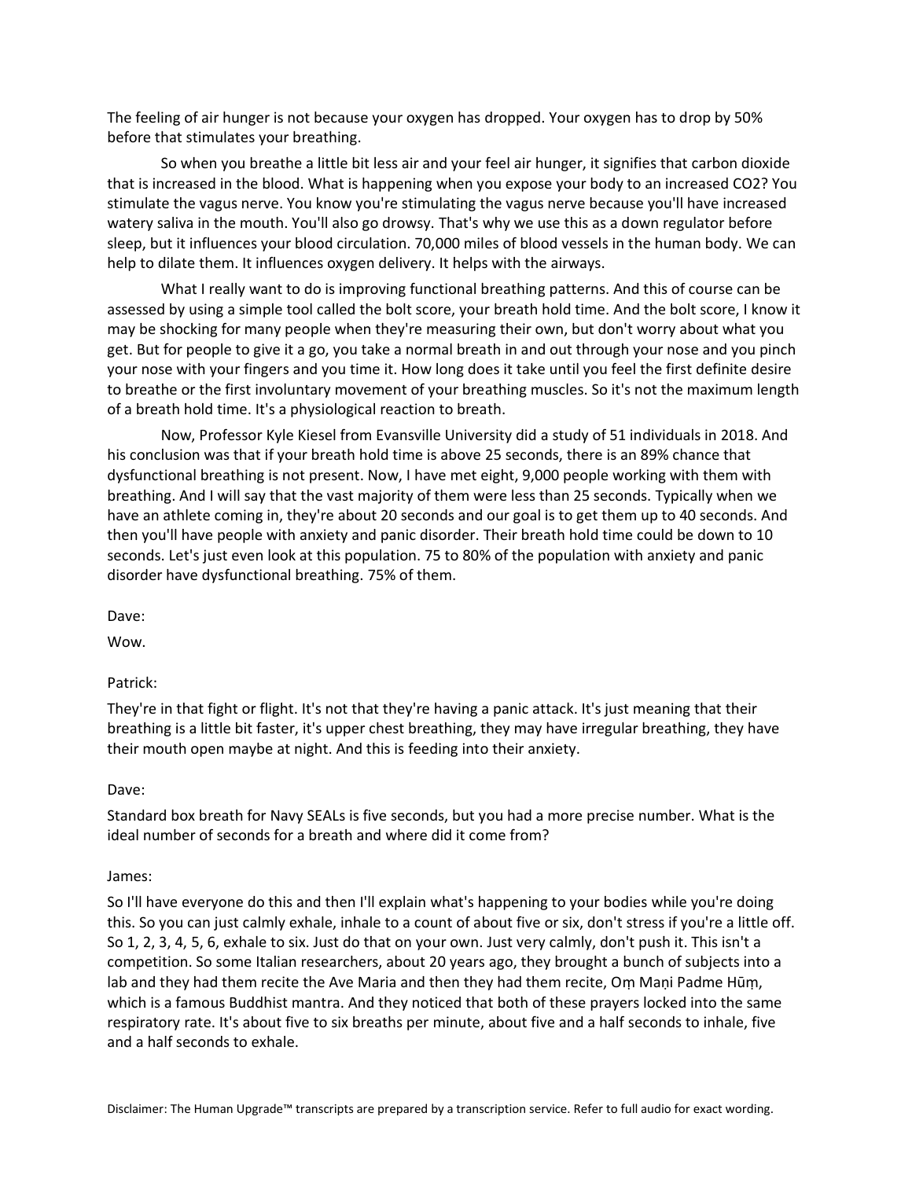The feeling of air hunger is not because your oxygen has dropped. Your oxygen has to drop by 50% before that stimulates your breathing.

So when you breathe a little bit less air and your feel air hunger, it signifies that carbon dioxide that is increased in the blood. What is happening when you expose your body to an increased $CO_2$? You stimulate the vagus nerve. You know you're stimulating the vagus nerve because you'll have increased watery saliva in the mouth. You'll also go drowsy. That's why we use this as a down regulator before sleep, but it influences your blood circulation. 70,000 miles of blood vessels in the human body. We can help to dilate them. It influences oxygen delivery. It helps with the airways.

What I really want to do is improving functional breathing patterns. And this of course can be assessed by using a simple tool called the bolt score, your breath hold time. And the bolt score, I know it may be shocking for many people when they're measuring their own, but don't worry about what you get. But for people to give it a go, you take a normal breath in and out through your nose and you pinch your nose with your fingers and you time it. How long does it take until you feel the first definite desire to breathe or the first involuntary movement of your breathing muscles. So it's not the maximum length of a breath hold time. It's a physiological reaction to breath.

Now, Professor Kyle Kiesel from Evansville University did a study of 51 individuals in 2018. And his conclusion was that if your breath hold time is above 25 seconds, there is an 89% chance that dysfunctional breathing is not present. Now, I have met eight, 9,000 people working with them with breathing. And I will say that the vast majority of them were less than 25 seconds. Typically when we have an athlete coming in, they're about 20 seconds and our goal is to get them up to 40 seconds. And then you'll have people with anxiety and panic disorder. Their breath hold time could be down to 10 seconds. Let's just even look at this population. 75 to 80% of the population with anxiety and panic disorder have dysfunctional breathing. 75% of them.

Dave:

Wow.

Patrick:

They're in that fight or flight. It's not that they're having a panic attack. It's just meaning that their breathing is a little bit faster, it's upper chest breathing, they may have irregular breathing, they have their mouth open maybe at night. And this is feeding into their anxiety.

Dave:

Standard box breath for Navy SEALs is five seconds, but you had a more precise number. What is the ideal number of seconds for a breath and where did it come from?

James:

So I'll have everyone do this and then I'll explain what's happening to your bodies while you're doing this. So you can just calmly exhale, inhale to a count of about five or six, don't stress if you're a little off. So 1, 2, 3, 4, 5, 6, exhale to six. Just do that on your own. Just very calmly, don't push it. This isn't a competition. So some Italian researchers, about 20 years ago, they brought a bunch of subjects into a lab and they had them recite the Ave Maria and then they had them recite, Oṃ Maṇi Padme Hūṃ, which is a famous Buddhist mantra. And they noticed that both of these prayers locked into the same respiratory rate. It's about five to six breaths per minute, about five and a half seconds to inhale, five and a half seconds to exhale.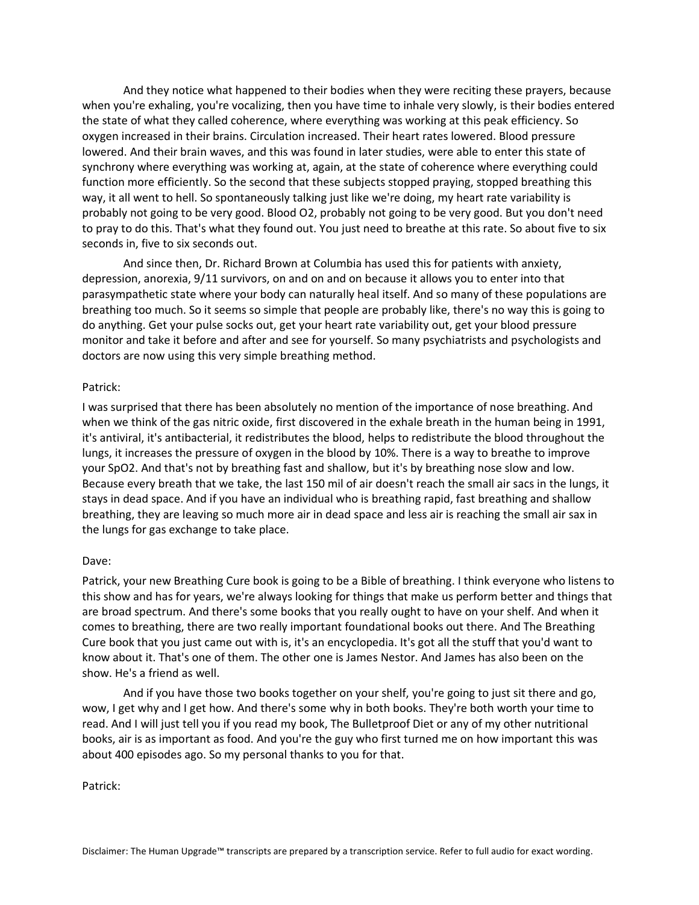And they notice what happened to their bodies when they were reciting these prayers, because when you're exhaling, you're vocalizing, then you have time to inhale very slowly, is their bodies entered the state of what they called coherence, where everything was working at this peak efficiency. So oxygen increased in their brains. Circulation increased. Their heart rates lowered. Blood pressure lowered. And their brain waves, and this was found in later studies, were able to enter this state of synchrony where everything was working at, again, at the state of coherence where everything could function more efficiently. So the second that these subjects stopped praying, stopped breathing this way, it all went to hell. So spontaneously talking just like we're doing, my heart rate variability is probably not going to be very good. Blood O2, probably not going to be very good. But you don't need to pray to do this. That's what they found out. You just need to breathe at this rate. So about five to six seconds in, five to six seconds out.

And since then, Dr. Richard Brown at Columbia has used this for patients with anxiety, depression, anorexia, 9/11 survivors, on and on and on because it allows you to enter into that parasympathetic state where your body can naturally heal itself. And so many of these populations are breathing too much. So it seems so simple that people are probably like, there's no way this is going to do anything. Get your pulse socks out, get your heart rate variability out, get your blood pressure monitor and take it before and after and see for yourself. So many psychiatrists and psychologists and doctors are now using this very simple breathing method.

Patrick:

I was surprised that there has been absolutely no mention of the importance of nose breathing. And when we think of the gas nitric oxide, first discovered in the exhale breath in the human being in 1991, it's antiviral, it's antibacterial, it redistributes the blood, helps to redistribute the blood throughout the lungs, it increases the pressure of oxygen in the blood by 10%. There is a way to breathe to improve your SpO2. And that's not by breathing fast and shallow, but it's by breathing nose slow and low. Because every breath that we take, the last 150 mil of air doesn't reach the small air sacs in the lungs, it stays in dead space. And if you have an individual who is breathing rapid, fast breathing and shallow breathing, they are leaving so much more air in dead space and less air is reaching the small air sax in the lungs for gas exchange to take place.

Dave:

Patrick, your new Breathing Cure book is going to be a Bible of breathing. I think everyone who listens to this show and has for years, we're always looking for things that make us perform better and things that are broad spectrum. And there's some books that you really ought to have on your shelf. And when it comes to breathing, there are two really important foundational books out there. And The Breathing Cure book that you just came out with is, it's an encyclopedia. It's got all the stuff that you'd want to know about it. That's one of them. The other one is James Nestor. And James has also been on the show. He's a friend as well.

And if you have those two books together on your shelf, you're going to just sit there and go, wow, I get why and I get how. And there's some why in both books. They're both worth your time to read. And I will just tell you if you read my book, The Bulletproof Diet or any of my other nutritional books, air is as important as food. And you're the guy who first turned me on how important this was about 400 episodes ago. So my personal thanks to you for that.

Patrick:

Disclaimer: The Human Upgrade™ transcripts are prepared by a transcription service. Refer to full audio for exact wording.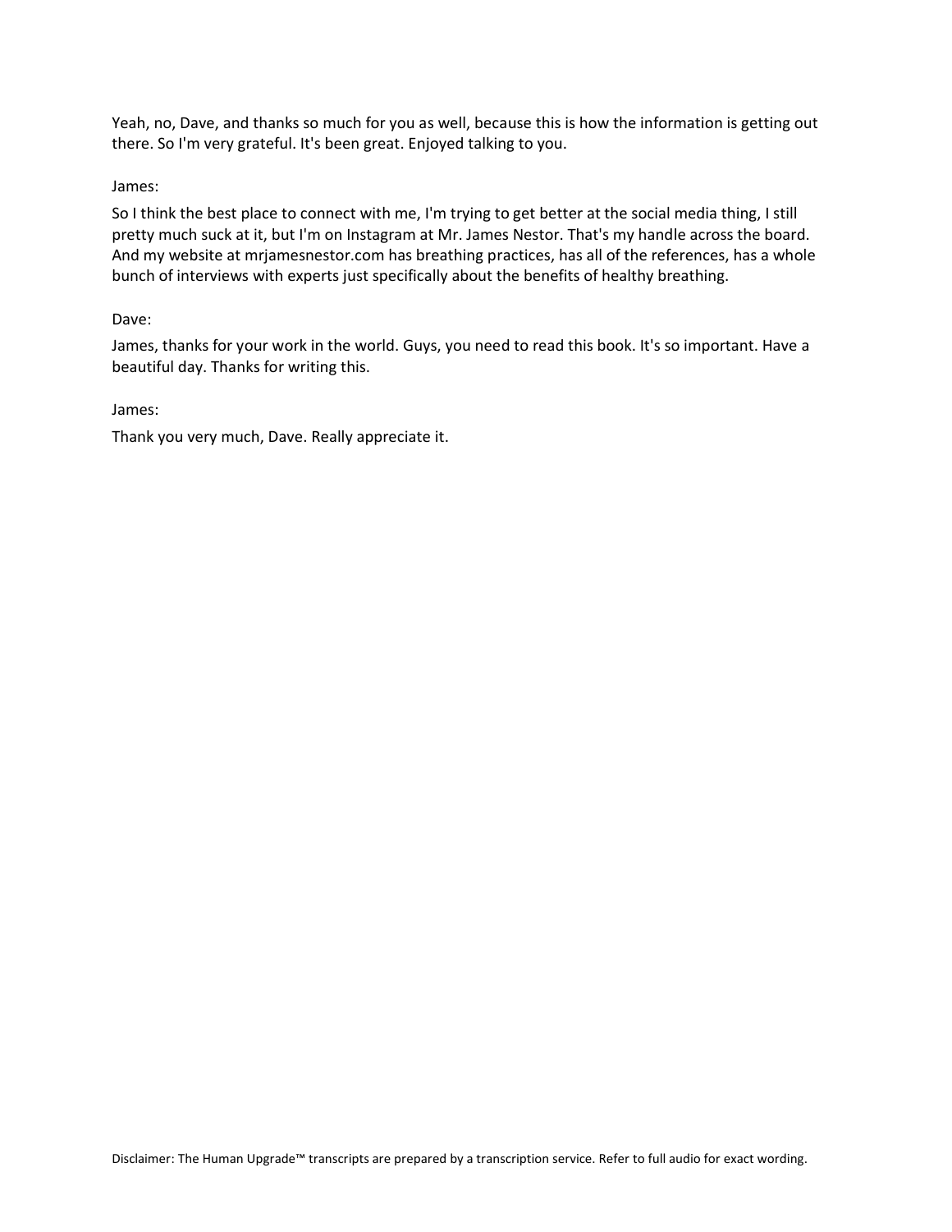Yeah, no, Dave, and thanks so much for you as well, because this is how the information is getting out there. So I'm very grateful. It's been great. Enjoyed talking to you.

James:

So I think the best place to connect with me, I'm trying to get better at the social media thing, I still pretty much suck at it, but I'm on Instagram at Mr. James Nestor. That's my handle across the board. And my website at mrjamesnestor.com has breathing practices, has all of the references, has a whole bunch of interviews with experts just specifically about the benefits of healthy breathing.

Dave:

James, thanks for your work in the world. Guys, you need to read this book. It's so important. Have a beautiful day. Thanks for writing this.

James:

Thank you very much, Dave. Really appreciate it.